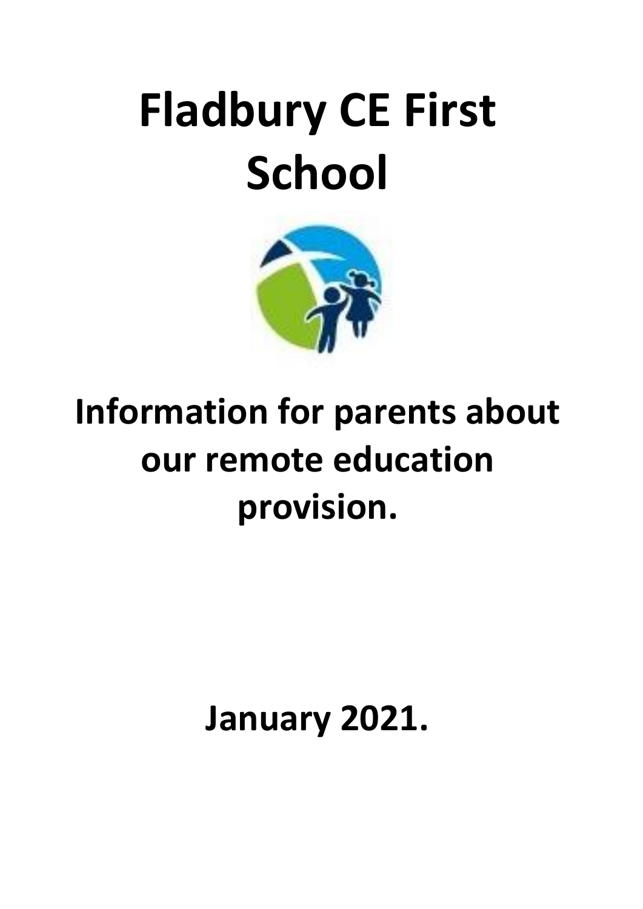# Fladbury CE First School

## Information for parents about our remote education provision.

## January 2021.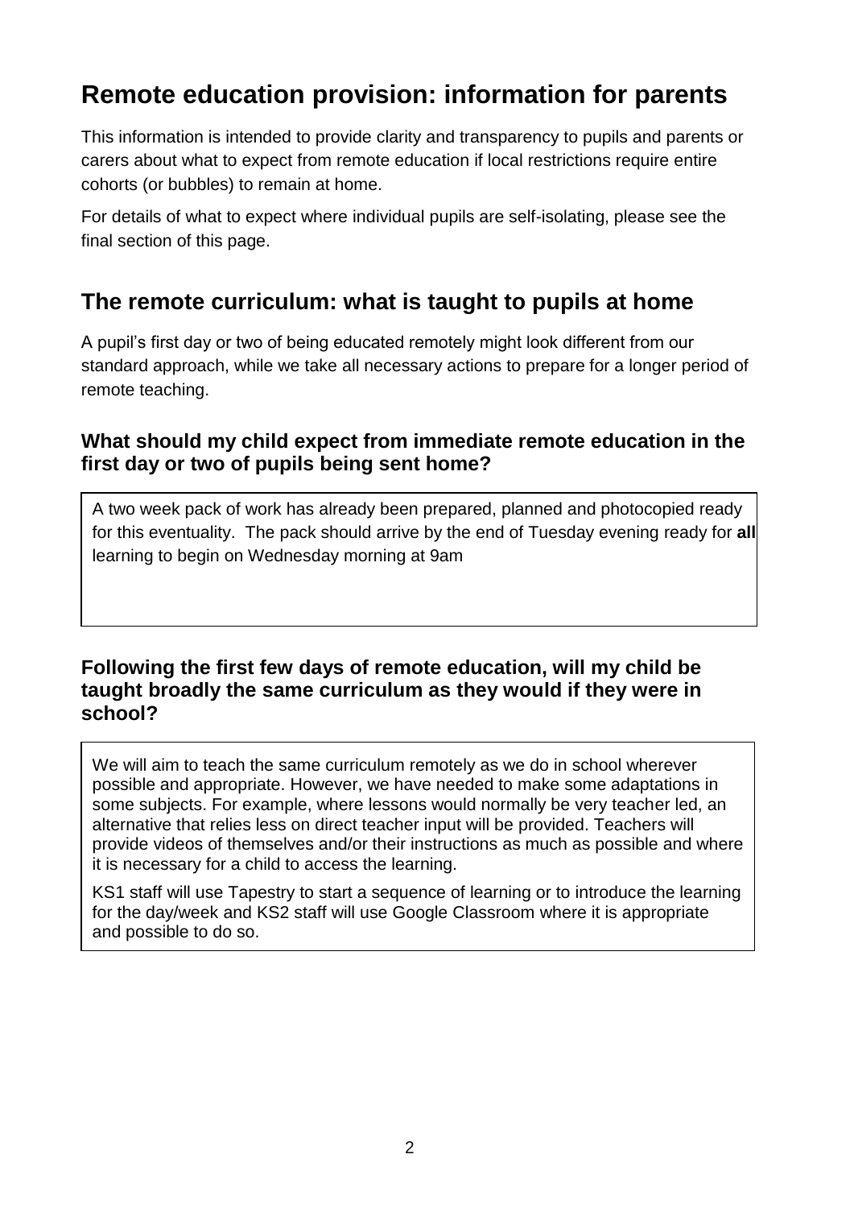# Remote education provision: information for parents

This information is intended to provide clarity and transparency to pupils and parents or carers about what to expect from remote education if local restrictions require entire cohorts (or bubbles) to remain at home.

For details of what to expect where individual pupils are self-isolating, please see the final section of this page.

## The remote curriculum: what is taught to pupils at home

A pupil's first day or two of being educated remotely might look different from our standard approach, while we take all necessary actions to prepare for a longer period of remote teaching.

### What should my child expect from immediate remote education in the first day or two of pupils being sent home?

A two week pack of work has already been prepared, planned and photocopied ready for this eventuality. The pack should arrive by the end of Tuesday evening ready for **all** learning to begin on Wednesday morning at 9am

### Following the first few days of remote education, will my child be taught broadly the same curriculum as they would if they were in school?

We will aim to teach the same curriculum remotely as we do in school wherever possible and appropriate. However, we have needed to make some adaptations in some subjects. For example, where lessons would normally be very teacher led, an alternative that relies less on direct teacher input will be provided. Teachers will provide videos of themselves and/or their instructions as much as possible and where it is necessary for a child to access the learning.

KS1 staff will use Tapestry to start a sequence of learning or to introduce the learning for the day/week and KS2 staff will use Google Classroom where it is appropriate and possible to do so.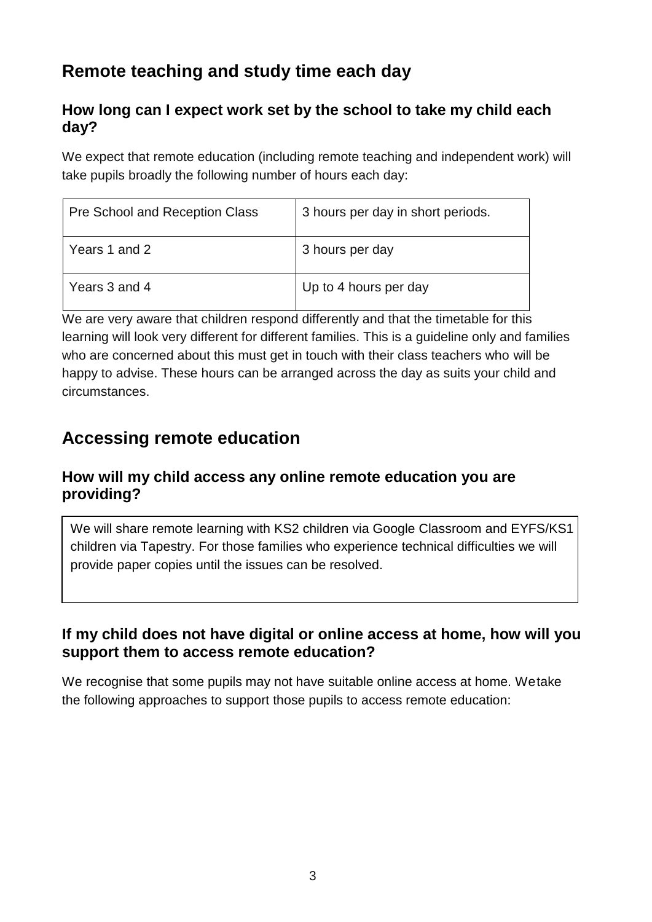## Remote teaching and study time each day

### How long can I expect work set by the school to take my child each day?

We expect that remote education (including remote teaching and independent work) will take pupils broadly the following number of hours each day:

| Pre School and Reception Class | 3 hours per day in short periods. |
| --- | --- |
| Years 1 and 2 | 3 hours per day |
| Years 3 and 4 | Up to 4 hours per day |

We are very aware that children respond differently and that the timetable for this learning will look very different for different families. This is a guideline only and families who are concerned about this must get in touch with their class teachers who will be happy to advise. These hours can be arranged across the day as suits your child and circumstances.

## Accessing remote education

### How will my child access any online remote education you are providing?

We will share remote learning with KS2 children via Google Classroom and EYFS/KS1 children via Tapestry. For those families who experience technical difficulties we will provide paper copies until the issues can be resolved.

### If my child does not have digital or online access at home, how will you support them to access remote education?

We recognise that some pupils may not have suitable online access at home. Wetake the following approaches to support those pupils to access remote education: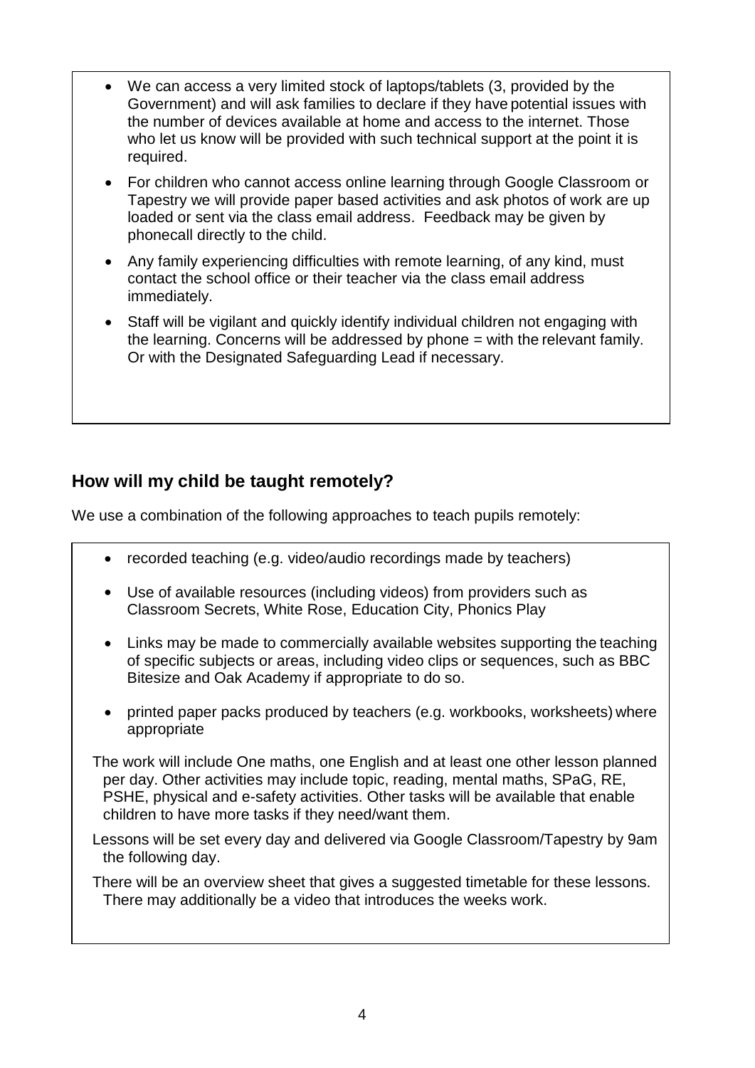- We can access a very limited stock of laptops/tablets (3, provided by the Government) and will ask families to declare if they have potential issues with the number of devices available at home and access to the internet. Those who let us know will be provided with such technical support at the point it is required.
- For children who cannot access online learning through Google Classroom or Tapestry we will provide paper based activities and ask photos of work are up loaded or sent via the class email address. Feedback may be given by phonecall directly to the child.
- Any family experiencing difficulties with remote learning, of any kind, must contact the school office or their teacher via the class email address immediately.
- Staff will be vigilant and quickly identify individual children not engaging with the learning. Concerns will be addressed by phone = with the relevant family. Or with the Designated Safeguarding Lead if necessary.

## How will my child be taught remotely?

We use a combination of the following approaches to teach pupils remotely:

- recorded teaching (e.g. video/audio recordings made by teachers)
- Use of available resources (including videos) from providers such as Classroom Secrets, White Rose, Education City, Phonics Play
- Links may be made to commercially available websites supporting the teaching of specific subjects or areas, including video clips or sequences, such as BBC Bitesize and Oak Academy if appropriate to do so.
- printed paper packs produced by teachers (e.g. workbooks, worksheets) where appropriate

The work will include One maths, one English and at least one other lesson planned per day. Other activities may include topic, reading, mental maths, SPaG, RE, PSHE, physical and e-safety activities. Other tasks will be available that enable children to have more tasks if they need/want them.

Lessons will be set every day and delivered via Google Classroom/Tapestry by 9am the following day.

There will be an overview sheet that gives a suggested timetable for these lessons. There may additionally be a video that introduces the weeks work.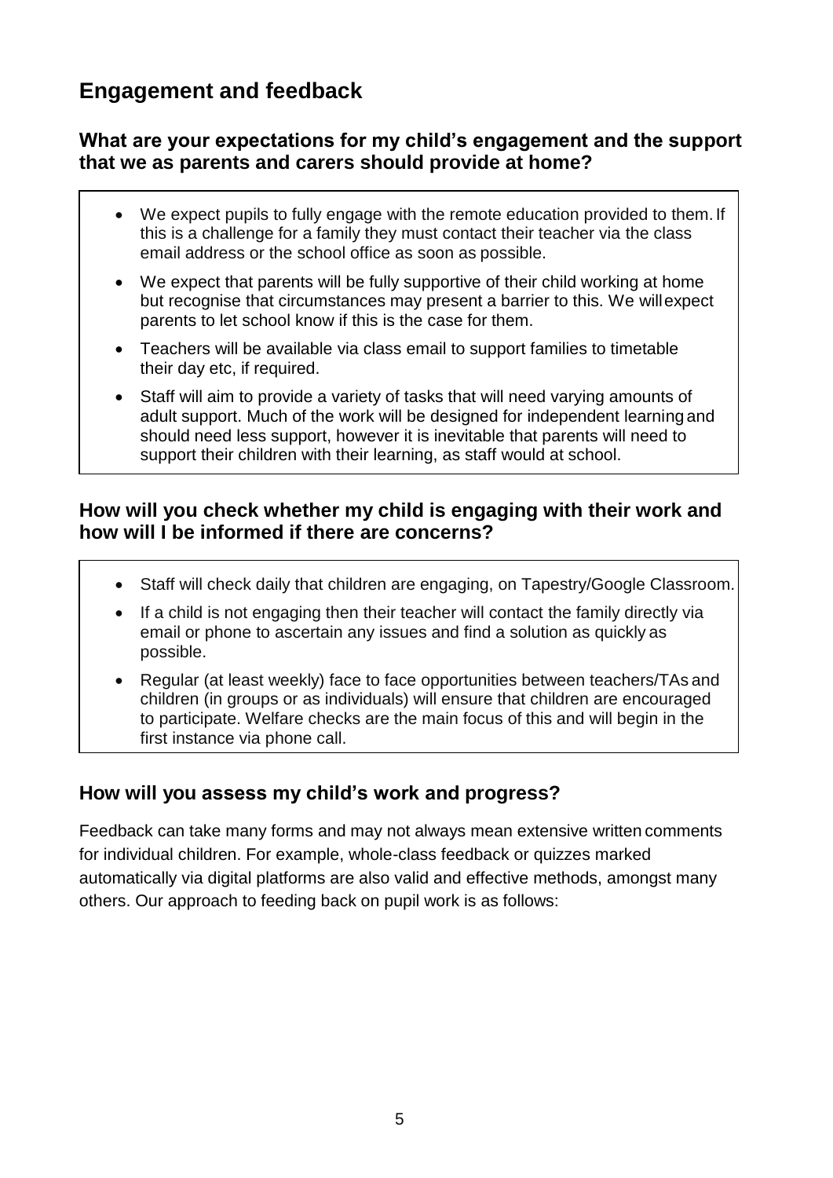## Engagement and feedback

### What are your expectations for my child's engagement and the support that we as parents and carers should provide at home?

- We expect pupils to fully engage with the remote education provided to them. If this is a challenge for a family they must contact their teacher via the class email address or the school office as soon as possible.
- We expect that parents will be fully supportive of their child working at home but recognise that circumstances may present a barrier to this. We will expect parents to let school know if this is the case for them.
- Teachers will be available via class email to support families to timetable their day etc, if required.
- Staff will aim to provide a variety of tasks that will need varying amounts of adult support. Much of the work will be designed for independent learning and should need less support, however it is inevitable that parents will need to support their children with their learning, as staff would at school.

### How will you check whether my child is engaging with their work and how will I be informed if there are concerns?

- Staff will check daily that children are engaging, on Tapestry/Google Classroom.
- If a child is not engaging then their teacher will contact the family directly via email or phone to ascertain any issues and find a solution as quickly as possible.
- Regular (at least weekly) face to face opportunities between teachers/TAs and children (in groups or as individuals) will ensure that children are encouraged to participate. Welfare checks are the main focus of this and will begin in the first instance via phone call.

### How will you assess my child's work and progress?

Feedback can take many forms and may not always mean extensive written comments for individual children. For example, whole-class feedback or quizzes marked automatically via digital platforms are also valid and effective methods, amongst many others. Our approach to feeding back on pupil work is as follows: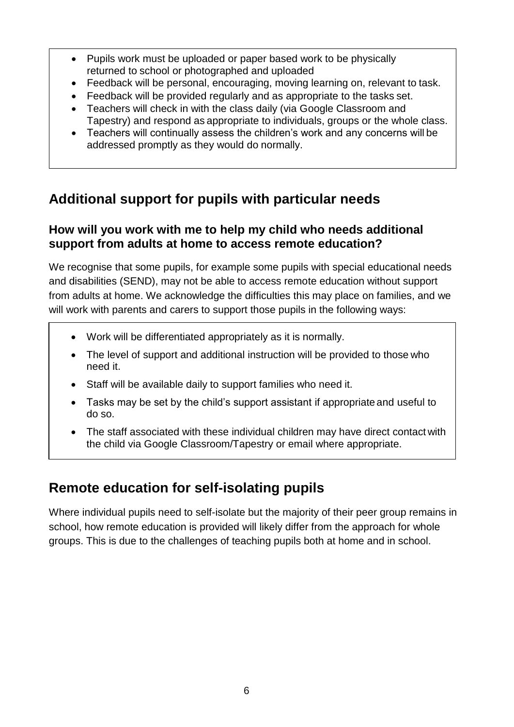- Pupils work must be uploaded or paper based work to be physically returned to school or photographed and uploaded
- Feedback will be personal, encouraging, moving learning on, relevant to task.
- Feedback will be provided regularly and as appropriate to the tasks set.
- Teachers will check in with the class daily (via Google Classroom and Tapestry) and respond as appropriate to individuals, groups or the whole class.
- Teachers will continually assess the children's work and any concerns will be addressed promptly as they would do normally.

## Additional support for pupils with particular needs

### How will you work with me to help my child who needs additional support from adults at home to access remote education?

We recognise that some pupils, for example some pupils with special educational needs and disabilities (SEND), may not be able to access remote education without support from adults at home. We acknowledge the difficulties this may place on families, and we will work with parents and carers to support those pupils in the following ways:

- Work will be differentiated appropriately as it is normally.
- The level of support and additional instruction will be provided to those who need it.
- Staff will be available daily to support families who need it.
- Tasks may be set by the child's support assistant if appropriate and useful to do so.
- The staff associated with these individual children may have direct contact with the child via Google Classroom/Tapestry or email where appropriate.

## Remote education for self-isolating pupils

Where individual pupils need to self-isolate but the majority of their peer group remains in school, how remote education is provided will likely differ from the approach for whole groups. This is due to the challenges of teaching pupils both at home and in school.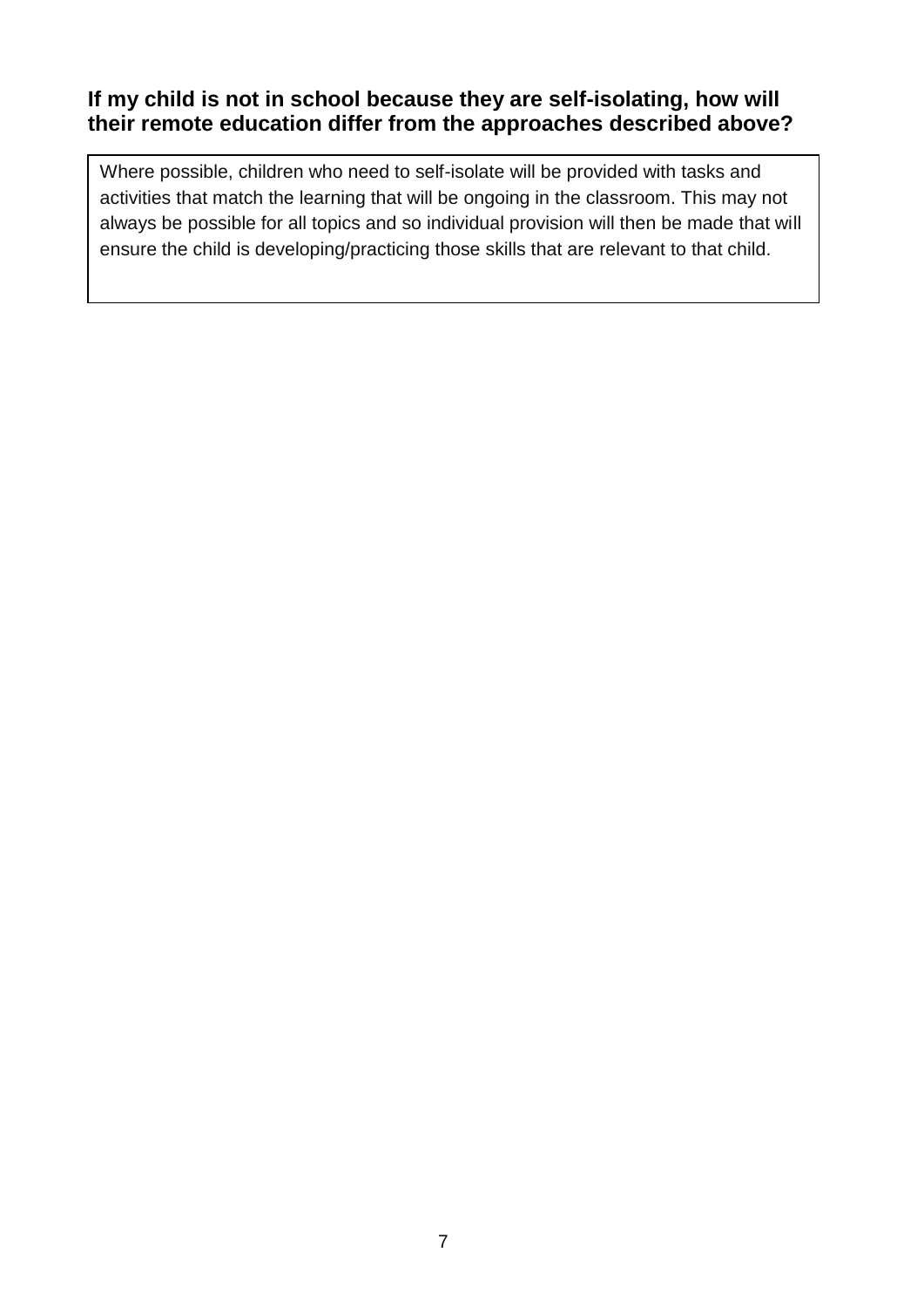### If my child is not in school because they are self-isolating, how will their remote education differ from the approaches described above?

Where possible, children who need to self-isolate will be provided with tasks and activities that match the learning that will be ongoing in the classroom. This may not always be possible for all topics and so individual provision will then be made that will ensure the child is developing/practicing those skills that are relevant to that child.